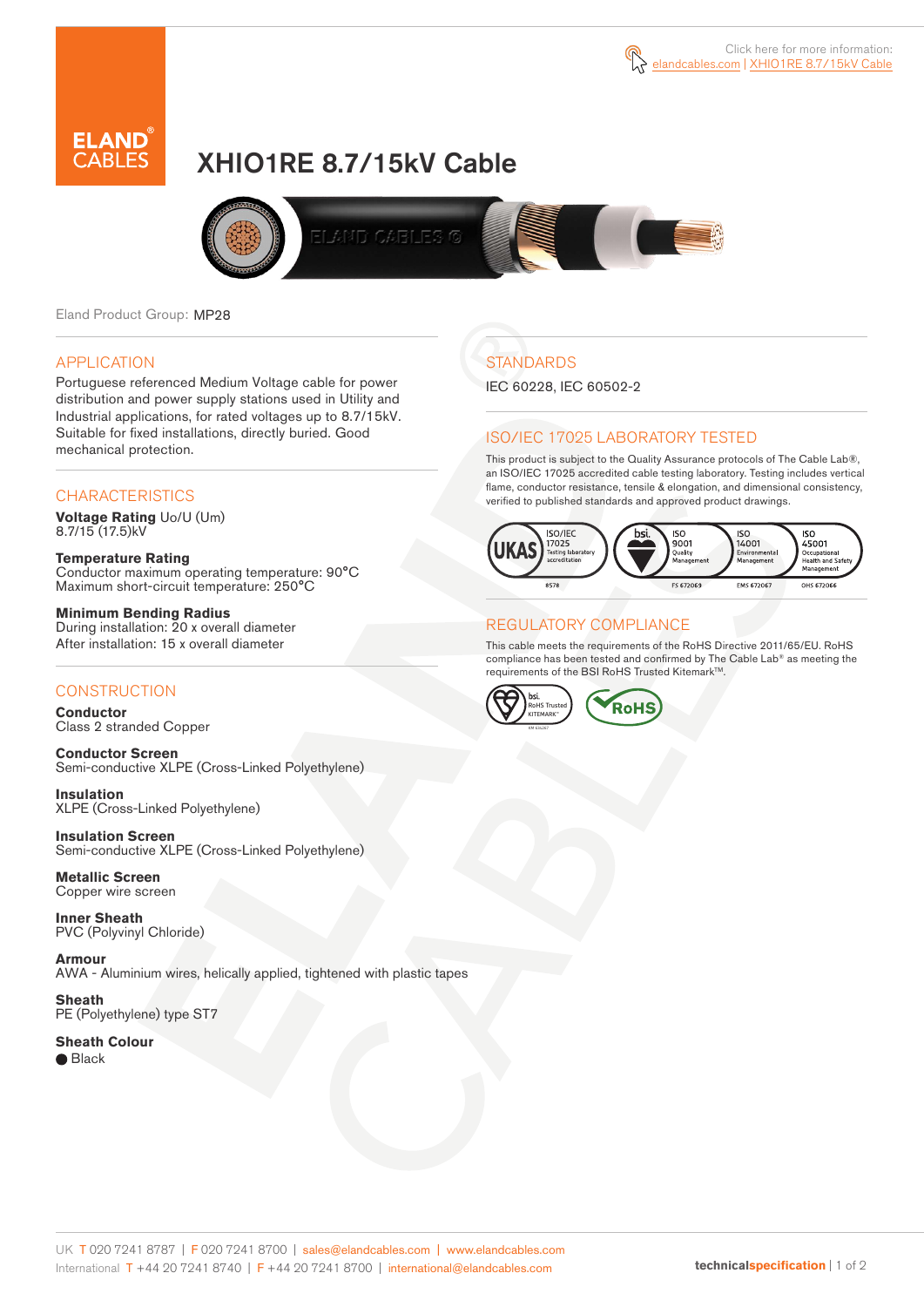Click here for more information: elandcables.com | XHIO1RE 8.7/15kV Cable

# XHIO1RE 8.7/15kV Cable

Eland Product Group: MP28

## APPLICATION

Portuguese referenced Medium Voltage cable for power distribution and power supply stations used in Utility and Industrial applications, for rated voltages up to 8.7/15kV. Suitable for fixed installations, directly buried. Good mechanical protection.

## CHARACTERISTICS

**Voltage Rating** Uo/U (Um)
8.7/15 (17.5)kV

**Temperature Rating**
Conductor maximum operating temperature: 90°C
Maximum short-circuit temperature: 250°C

**Minimum Bending Radius**
During installation: 20 x overall diameter
After installation: 15 x overall diameter

## CONSTRUCTION

**Conductor**
Class 2 stranded Copper

**Conductor Screen**
Semi-conductive XLPE (Cross-Linked Polyethylene)

**Insulation**
XLPE (Cross-Linked Polyethylene)

**Insulation Screen**
Semi-conductive XLPE (Cross-Linked Polyethylene)

**Metallic Screen**
Copper wire screen

**Inner Sheath**
PVC (Polyvinyl Chloride)

**Armour**
AWA - Aluminium wires, helically applied, tightened with plastic tapes

**Sheath**
PE (Polyethylene) type ST7

**Sheath Colour**
Black

## STANDARDS

IEC 60228, IEC 60502-2

## ISO/IEC 17025 LABORATORY TESTED

This product is subject to the Quality Assurance protocols of The Cable Lab®, an ISO/IEC 17025 accredited cable testing laboratory. Testing includes vertical flame, conductor resistance, tensile & elongation, and dimensional consistency, verified to published standards and approved product drawings.

UKAS ISO/IEC 17025 Testing laboratory accreditation 8578 | bsi. ISO 9001 Quality Management FS 672069 | ISO 14001 Environmental Management EMS 672067 | ISO 45001 Occupational Health and Safety Management OHS 672066

## REGULATORY COMPLIANCE

This cable meets the requirements of the RoHS Directive 2011/65/EU. RoHS compliance has been tested and confirmed by The Cable Lab® as meeting the requirements of the BSI RoHS Trusted Kitemark™.

bsi. RoHS Trusted KITEMARK™ | RoHS

UK T 020 7241 8787 | F 020 7241 8700 | sales@elandcables.com | www.elandcables.com
International T +44 20 7241 8740 | F +44 20 7241 8700 | international@elandcables.com

technicalspecification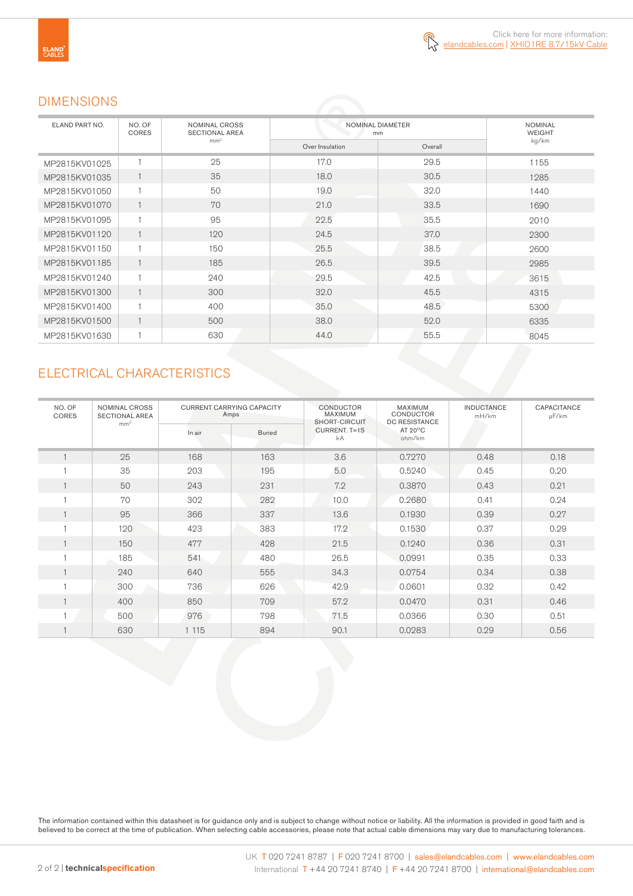Click here for more information: elandcables.com | XHIO1RE 8.7/15kV Cable

## DIMENSIONS

| ELAND PART NO. | NO. OF CORES | NOMINAL CROSS SECTIONAL AREA mm² | NOMINAL DIAMETER mm | | NOMINAL WEIGHT kg/km |
|---|---|---|---|---|---|
| | | | Over Insulation | Overall | |
| MP2815KV01025 | 1 | 25 | 17.0 | 29.5 | 1155 |
| MP2815KV01035 | 1 | 35 | 18.0 | 30.5 | 1285 |
| MP2815KV01050 | 1 | 50 | 19.0 | 32.0 | 1440 |
| MP2815KV01070 | 1 | 70 | 21.0 | 33.5 | 1690 |
| MP2815KV01095 | 1 | 95 | 22.5 | 35.5 | 2010 |
| MP2815KV01120 | 1 | 120 | 24.5 | 37.0 | 2300 |
| MP2815KV01150 | 1 | 150 | 25.5 | 38.5 | 2600 |
| MP2815KV01185 | 1 | 185 | 26.5 | 39.5 | 2985 |
| MP2815KV01240 | 1 | 240 | 29.5 | 42.5 | 3615 |
| MP2815KV01300 | 1 | 300 | 32.0 | 45.5 | 4315 |
| MP2815KV01400 | 1 | 400 | 35.0 | 48.5 | 5300 |
| MP2815KV01500 | 1 | 500 | 38.0 | 52.0 | 6335 |
| MP2815KV01630 | 1 | 630 | 44.0 | 55.5 | 8045 |

## ELECTRICAL CHARACTERISTICS

| NO. OF CORES | NOMINAL CROSS SECTIONAL AREA mm² | CURRENT CARRYING CAPACITY Amps | | CONDUCTOR MAXIMUM SHORT-CIRCUIT CURRENT. T=1S kA | MAXIMUM CONDUCTOR DC RESISTANCE AT 20°C ohm/km | INDUCTANCE mH/km | CAPACITANCE μF/km |
|---|---|---|---|---|---|---|---|
| | | In air | Buried | | | | |
| 1 | 25 | 168 | 163 | 3.6 | 0.7270 | 0.48 | 0.18 |
| 1 | 35 | 203 | 195 | 5.0 | 0.5240 | 0.45 | 0.20 |
| 1 | 50 | 243 | 231 | 7.2 | 0.3870 | 0.43 | 0.21 |
| 1 | 70 | 302 | 282 | 10.0 | 0.2680 | 0.41 | 0.24 |
| 1 | 95 | 366 | 337 | 13.6 | 0.1930 | 0.39 | 0.27 |
| 1 | 120 | 423 | 383 | 17.2 | 0.1530 | 0.37 | 0.29 |
| 1 | 150 | 477 | 428 | 21.5 | 0.1240 | 0.36 | 0.31 |
| 1 | 185 | 541 | 480 | 26.5 | 0.0991 | 0.35 | 0.33 |
| 1 | 240 | 640 | 555 | 34.3 | 0.0754 | 0.34 | 0.38 |
| 1 | 300 | 736 | 626 | 42.9 | 0.0601 | 0.32 | 0.42 |
| 1 | 400 | 850 | 709 | 57.2 | 0.0470 | 0.31 | 0.46 |
| 1 | 500 | 976 | 798 | 71.5 | 0.0366 | 0.30 | 0.51 |
| 1 | 630 | 1 115 | 894 | 90.1 | 0.0283 | 0.29 | 0.56 |

The information contained within this datasheet is for guidance only and is subject to change without notice or liability. All the information is provided in good faith and is believed to be correct at the time of publication. When selecting cable accessories, please note that actual cable dimensions may vary due to manufacturing tolerances.

UK T 020 7241 8787 | F 020 7241 8700 | sales@elandcables.com | www.elandcables.com
International T +44 20 7241 8740 | F +44 20 7241 8700 | international@elandcables.com